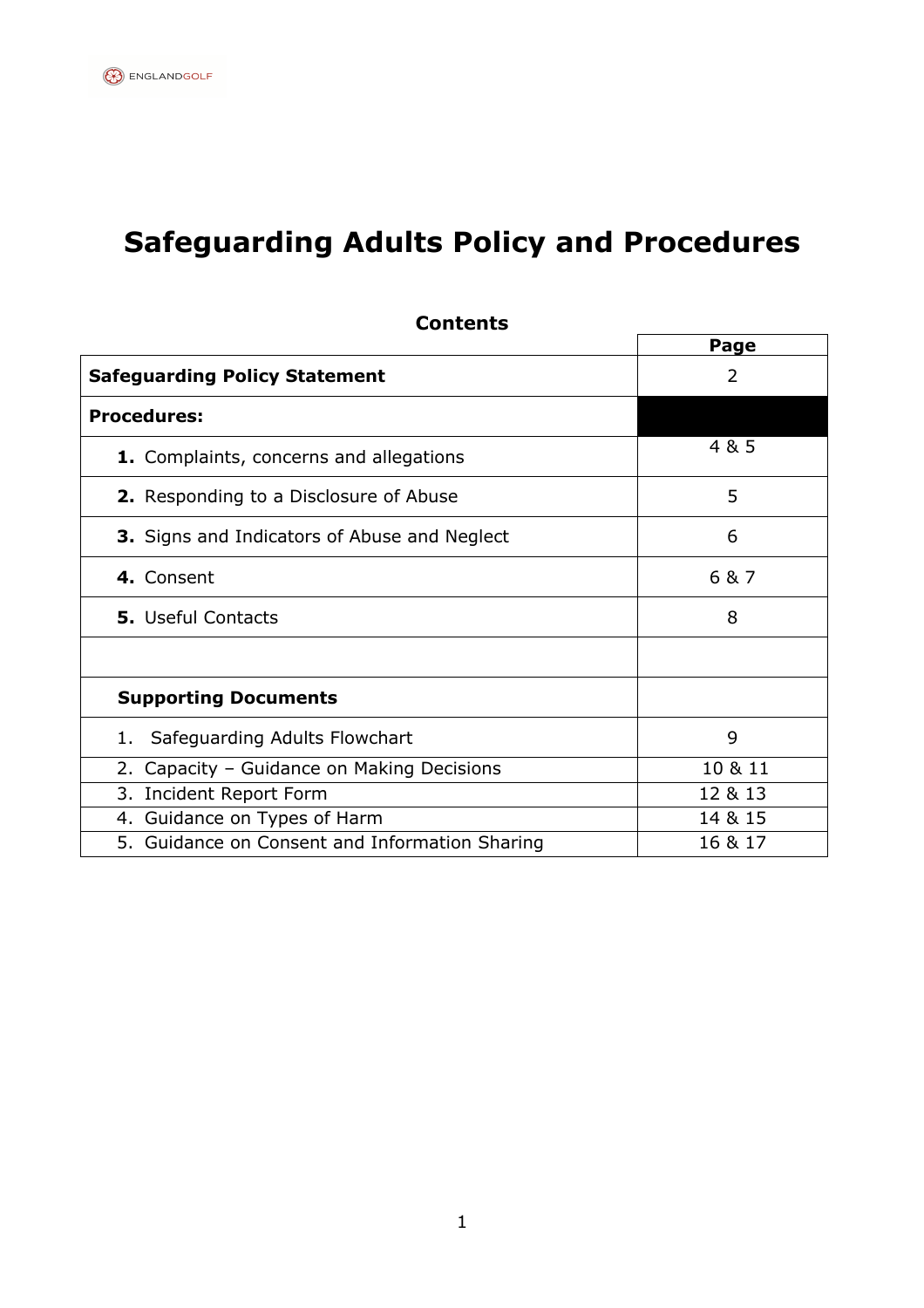# Safeguarding Adults Policy and Procedures

**Contents**

| | Page |
|---|---|
| **Safeguarding Policy Statement** | 2 |
| **Procedures:** | |
| **1.** Complaints, concerns and allegations | 4 & 5 |
| **2.** Responding to a Disclosure of Abuse | 5 |
| **3.** Signs and Indicators of Abuse and Neglect | 6 |
| **4.** Consent | 6 & 7 |
| **5.** Useful Contacts | 8 |
| | |
| **Supporting Documents** | |
| 1. Safeguarding Adults Flowchart | 9 |
| 2. Capacity – Guidance on Making Decisions | 10 & 11 |
| 3. Incident Report Form | 12 & 13 |
| 4. Guidance on Types of Harm | 14 & 15 |
| 5. Guidance on Consent and Information Sharing | 16 & 17 |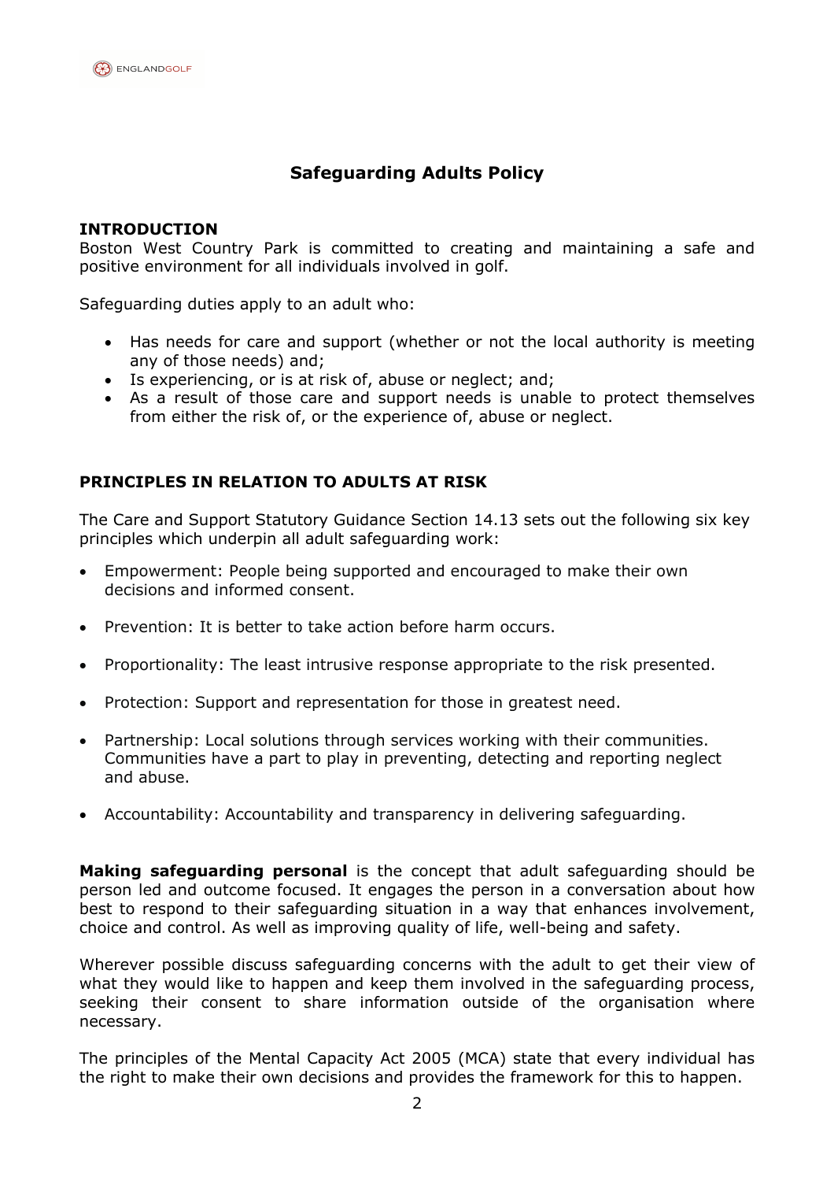# Safeguarding Adults Policy

## INTRODUCTION

Boston West Country Park is committed to creating and maintaining a safe and positive environment for all individuals involved in golf.

Safeguarding duties apply to an adult who:

- Has needs for care and support (whether or not the local authority is meeting any of those needs) and;
- Is experiencing, or is at risk of, abuse or neglect; and;
- As a result of those care and support needs is unable to protect themselves from either the risk of, or the experience of, abuse or neglect.

## PRINCIPLES IN RELATION TO ADULTS AT RISK

The Care and Support Statutory Guidance Section 14.13 sets out the following six key principles which underpin all adult safeguarding work:

- Empowerment: People being supported and encouraged to make their own decisions and informed consent.
- Prevention: It is better to take action before harm occurs.
- Proportionality: The least intrusive response appropriate to the risk presented.
- Protection: Support and representation for those in greatest need.
- Partnership: Local solutions through services working with their communities. Communities have a part to play in preventing, detecting and reporting neglect and abuse.
- Accountability: Accountability and transparency in delivering safeguarding.

**Making safeguarding personal** is the concept that adult safeguarding should be person led and outcome focused. It engages the person in a conversation about how best to respond to their safeguarding situation in a way that enhances involvement, choice and control. As well as improving quality of life, well-being and safety.

Wherever possible discuss safeguarding concerns with the adult to get their view of what they would like to happen and keep them involved in the safeguarding process, seeking their consent to share information outside of the organisation where necessary.

The principles of the Mental Capacity Act 2005 (MCA) state that every individual has the right to make their own decisions and provides the framework for this to happen.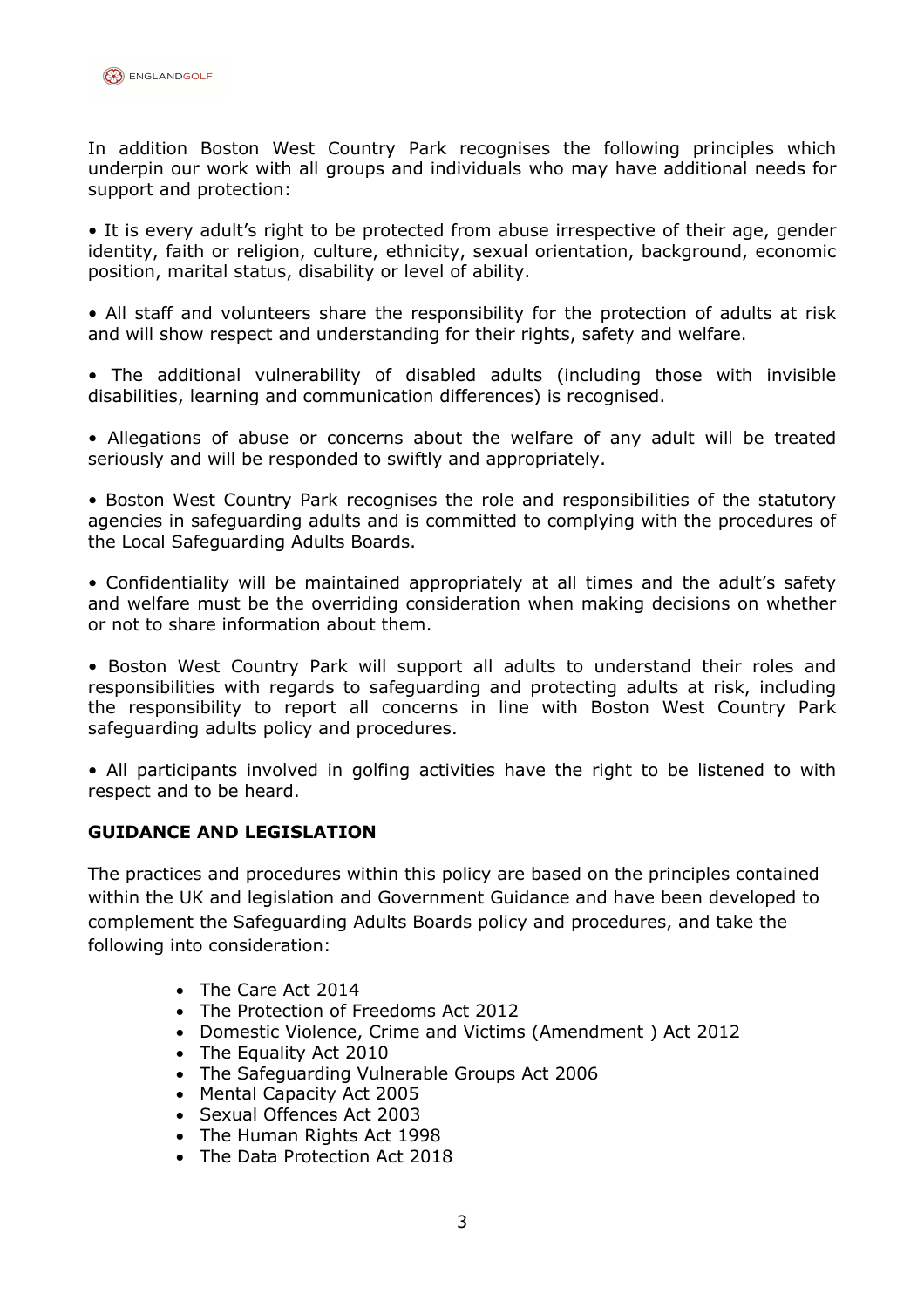In addition Boston West Country Park recognises the following principles which underpin our work with all groups and individuals who may have additional needs for support and protection:

- It is every adult's right to be protected from abuse irrespective of their age, gender identity, faith or religion, culture, ethnicity, sexual orientation, background, economic position, marital status, disability or level of ability.

- All staff and volunteers share the responsibility for the protection of adults at risk and will show respect and understanding for their rights, safety and welfare.

- The additional vulnerability of disabled adults (including those with invisible disabilities, learning and communication differences) is recognised.

- Allegations of abuse or concerns about the welfare of any adult will be treated seriously and will be responded to swiftly and appropriately.

- Boston West Country Park recognises the role and responsibilities of the statutory agencies in safeguarding adults and is committed to complying with the procedures of the Local Safeguarding Adults Boards.

- Confidentiality will be maintained appropriately at all times and the adult's safety and welfare must be the overriding consideration when making decisions on whether or not to share information about them.

- Boston West Country Park will support all adults to understand their roles and responsibilities with regards to safeguarding and protecting adults at risk, including the responsibility to report all concerns in line with Boston West Country Park safeguarding adults policy and procedures.

- All participants involved in golfing activities have the right to be listened to with respect and to be heard.

**GUIDANCE AND LEGISLATION**

The practices and procedures within this policy are based on the principles contained within the UK and legislation and Government Guidance and have been developed to complement the Safeguarding Adults Boards policy and procedures, and take the following into consideration:

- The Care Act 2014
- The Protection of Freedoms Act 2012
- Domestic Violence, Crime and Victims (Amendment ) Act 2012
- The Equality Act 2010
- The Safeguarding Vulnerable Groups Act 2006
- Mental Capacity Act 2005
- Sexual Offences Act 2003
- The Human Rights Act 1998
- The Data Protection Act 2018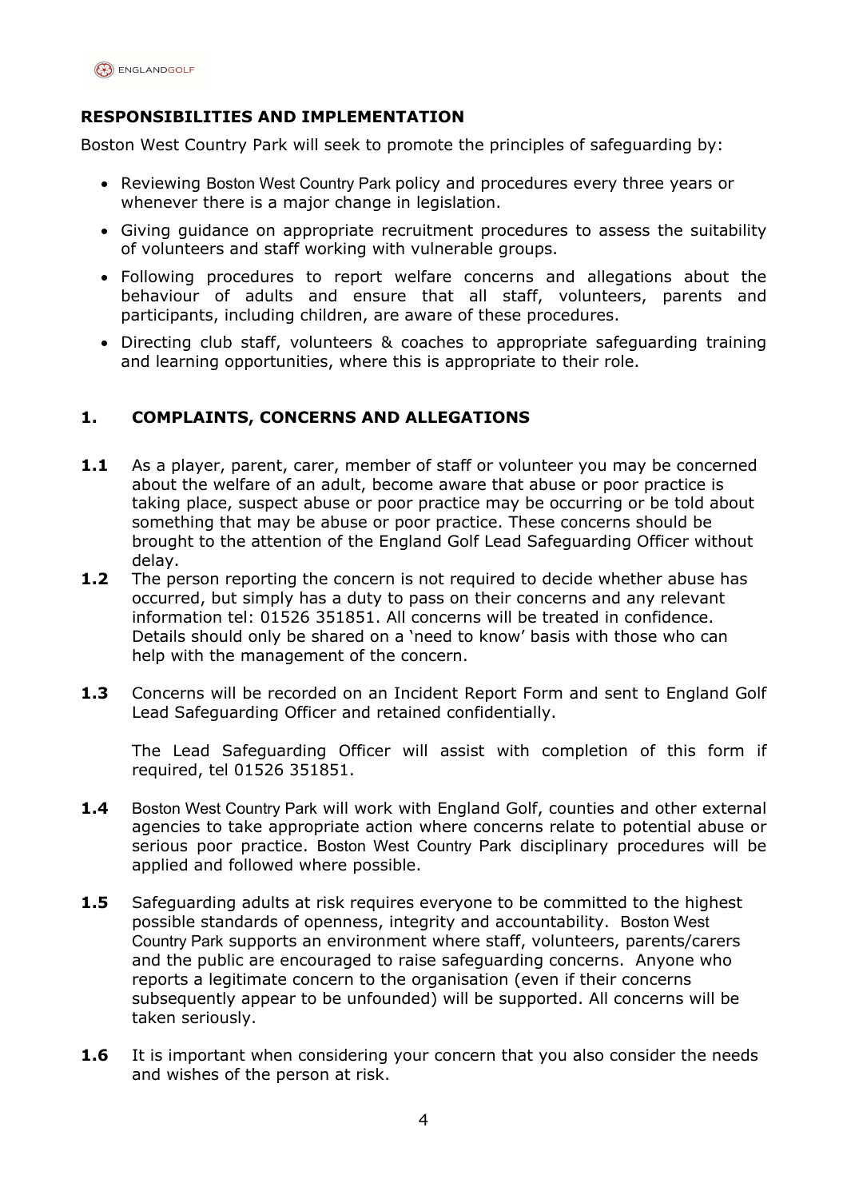## RESPONSIBILITIES AND IMPLEMENTATION

Boston West Country Park will seek to promote the principles of safeguarding by:

- Reviewing Boston West Country Park policy and procedures every three years or whenever there is a major change in legislation.
- Giving guidance on appropriate recruitment procedures to assess the suitability of volunteers and staff working with vulnerable groups.
- Following procedures to report welfare concerns and allegations about the behaviour of adults and ensure that all staff, volunteers, parents and participants, including children, are aware of these procedures.
- Directing club staff, volunteers & coaches to appropriate safeguarding training and learning opportunities, where this is appropriate to their role.

## 1. COMPLAINTS, CONCERNS AND ALLEGATIONS

**1.1** As a player, parent, carer, member of staff or volunteer you may be concerned about the welfare of an adult, become aware that abuse or poor practice is taking place, suspect abuse or poor practice may be occurring or be told about something that may be abuse or poor practice. These concerns should be brought to the attention of the England Golf Lead Safeguarding Officer without delay.

**1.2** The person reporting the concern is not required to decide whether abuse has occurred, but simply has a duty to pass on their concerns and any relevant information tel: 01526 351851. All concerns will be treated in confidence. Details should only be shared on a 'need to know' basis with those who can help with the management of the concern.

**1.3** Concerns will be recorded on an Incident Report Form and sent to England Golf Lead Safeguarding Officer and retained confidentially.

The Lead Safeguarding Officer will assist with completion of this form if required, tel 01526 351851.

**1.4** Boston West Country Park will work with England Golf, counties and other external agencies to take appropriate action where concerns relate to potential abuse or serious poor practice. Boston West Country Park disciplinary procedures will be applied and followed where possible.

**1.5** Safeguarding adults at risk requires everyone to be committed to the highest possible standards of openness, integrity and accountability. Boston West Country Park supports an environment where staff, volunteers, parents/carers and the public are encouraged to raise safeguarding concerns. Anyone who reports a legitimate concern to the organisation (even if their concerns subsequently appear to be unfounded) will be supported. All concerns will be taken seriously.

**1.6** It is important when considering your concern that you also consider the needs and wishes of the person at risk.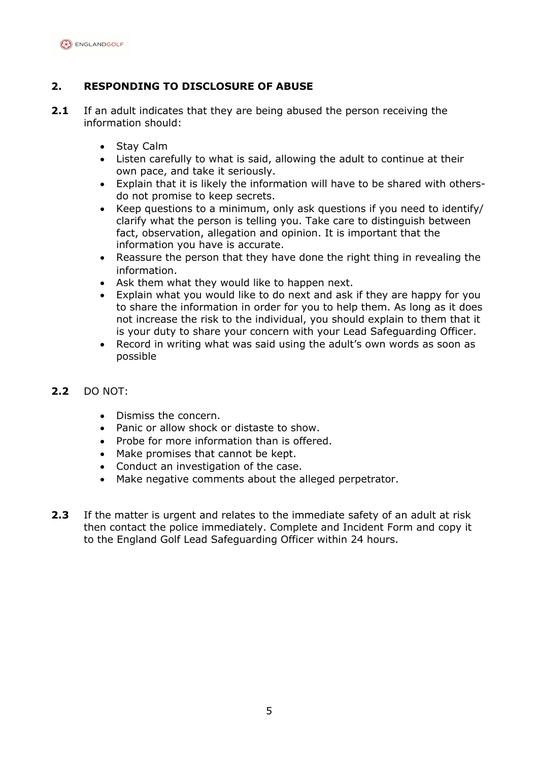## 2. RESPONDING TO DISCLOSURE OF ABUSE

**2.1** If an adult indicates that they are being abused the person receiving the information should:

- Stay Calm
- Listen carefully to what is said, allowing the adult to continue at their own pace, and take it seriously.
- Explain that it is likely the information will have to be shared with others- do not promise to keep secrets.
- Keep questions to a minimum, only ask questions if you need to identify/ clarify what the person is telling you. Take care to distinguish between fact, observation, allegation and opinion. It is important that the information you have is accurate.
- Reassure the person that they have done the right thing in revealing the information.
- Ask them what they would like to happen next.
- Explain what you would like to do next and ask if they are happy for you to share the information in order for you to help them. As long as it does not increase the risk to the individual, you should explain to them that it is your duty to share your concern with your Lead Safeguarding Officer.
- Record in writing what was said using the adult's own words as soon as possible

**2.2** DO NOT:

- Dismiss the concern.
- Panic or allow shock or distaste to show.
- Probe for more information than is offered.
- Make promises that cannot be kept.
- Conduct an investigation of the case.
- Make negative comments about the alleged perpetrator.

**2.3** If the matter is urgent and relates to the immediate safety of an adult at risk then contact the police immediately. Complete and Incident Form and copy it to the England Golf Lead Safeguarding Officer within 24 hours.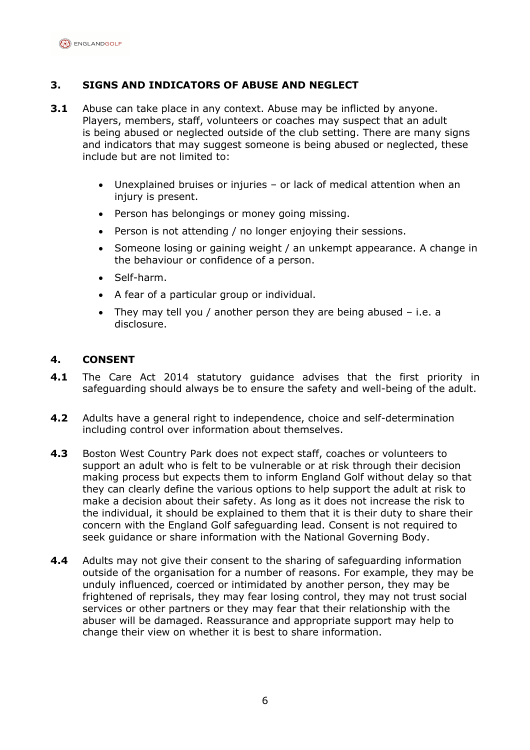## 3. SIGNS AND INDICATORS OF ABUSE AND NEGLECT

**3.1** Abuse can take place in any context. Abuse may be inflicted by anyone. Players, members, staff, volunteers or coaches may suspect that an adult is being abused or neglected outside of the club setting. There are many signs and indicators that may suggest someone is being abused or neglected, these include but are not limited to:

- Unexplained bruises or injuries – or lack of medical attention when an injury is present.
- Person has belongings or money going missing.
- Person is not attending / no longer enjoying their sessions.
- Someone losing or gaining weight / an unkempt appearance. A change in the behaviour or confidence of a person.
- Self-harm.
- A fear of a particular group or individual.
- They may tell you / another person they are being abused – i.e. a disclosure.

## 4. CONSENT

**4.1** The Care Act 2014 statutory guidance advises that the first priority in safeguarding should always be to ensure the safety and well-being of the adult.

**4.2** Adults have a general right to independence, choice and self-determination including control over information about themselves.

**4.3** Boston West Country Park does not expect staff, coaches or volunteers to support an adult who is felt to be vulnerable or at risk through their decision making process but expects them to inform England Golf without delay so that they can clearly define the various options to help support the adult at risk to make a decision about their safety. As long as it does not increase the risk to the individual, it should be explained to them that it is their duty to share their concern with the England Golf safeguarding lead. Consent is not required to seek guidance or share information with the National Governing Body.

**4.4** Adults may not give their consent to the sharing of safeguarding information outside of the organisation for a number of reasons. For example, they may be unduly influenced, coerced or intimidated by another person, they may be frightened of reprisals, they may fear losing control, they may not trust social services or other partners or they may fear that their relationship with the abuser will be damaged. Reassurance and appropriate support may help to change their view on whether it is best to share information.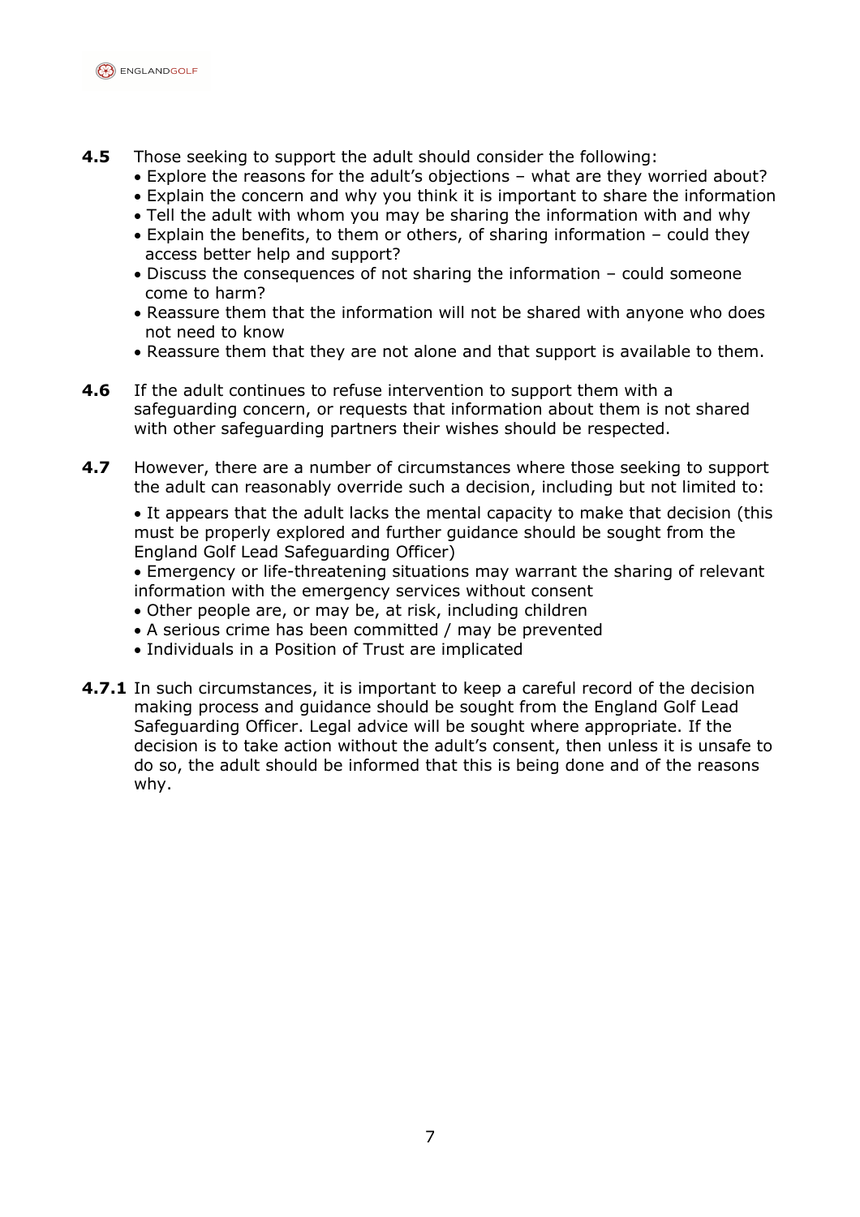**4.5** Those seeking to support the adult should consider the following:

- Explore the reasons for the adult's objections – what are they worried about?
- Explain the concern and why you think it is important to share the information
- Tell the adult with whom you may be sharing the information with and why
- Explain the benefits, to them or others, of sharing information – could they access better help and support?
- Discuss the consequences of not sharing the information – could someone come to harm?
- Reassure them that the information will not be shared with anyone who does not need to know
- Reassure them that they are not alone and that support is available to them.

**4.6** If the adult continues to refuse intervention to support them with a safeguarding concern, or requests that information about them is not shared with other safeguarding partners their wishes should be respected.

**4.7** However, there are a number of circumstances where those seeking to support the adult can reasonably override such a decision, including but not limited to:

- It appears that the adult lacks the mental capacity to make that decision (this must be properly explored and further guidance should be sought from the England Golf Lead Safeguarding Officer)
- Emergency or life-threatening situations may warrant the sharing of relevant information with the emergency services without consent
- Other people are, or may be, at risk, including children
- A serious crime has been committed / may be prevented
- Individuals in a Position of Trust are implicated

**4.7.1** In such circumstances, it is important to keep a careful record of the decision making process and guidance should be sought from the England Golf Lead Safeguarding Officer. Legal advice will be sought where appropriate. If the decision is to take action without the adult's consent, then unless it is unsafe to do so, the adult should be informed that this is being done and of the reasons why.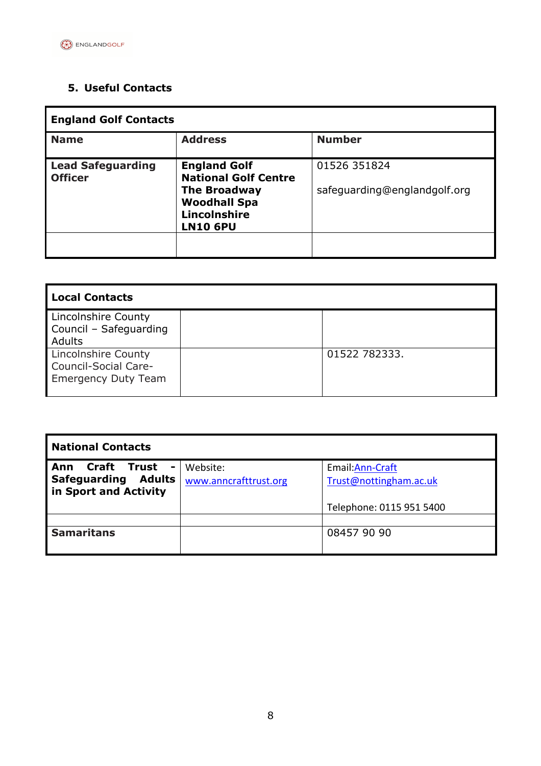## 5. Useful Contacts

| England Golf Contacts | | |
|---|---|---|
| **Name** | **Address** | **Number** |
| **Lead Safeguarding Officer** | **England Golf**<br>**National Golf Centre**<br>**The Broadway**<br>**Woodhall Spa**<br>**Lincolnshire**<br>**LN10 6PU** | 01526 351824<br><br>safeguarding@englandgolf.org |
| | | |

| Local Contacts | | |
|---|---|---|
| Lincolnshire County Council – Safeguarding Adults | | |
| Lincolnshire County Council-Social Care-Emergency Duty Team | | 01522 782333. |

| National Contacts | | |
|---|---|---|
| **Ann Craft Trust - Safeguarding Adults in Sport and Activity** | Website: www.anncrafttrust.org | Email:Ann-Craft Trust@nottingham.ac.uk<br><br>Telephone: 0115 951 5400 |
| | | |
| **Samaritans** | | 08457 90 90 |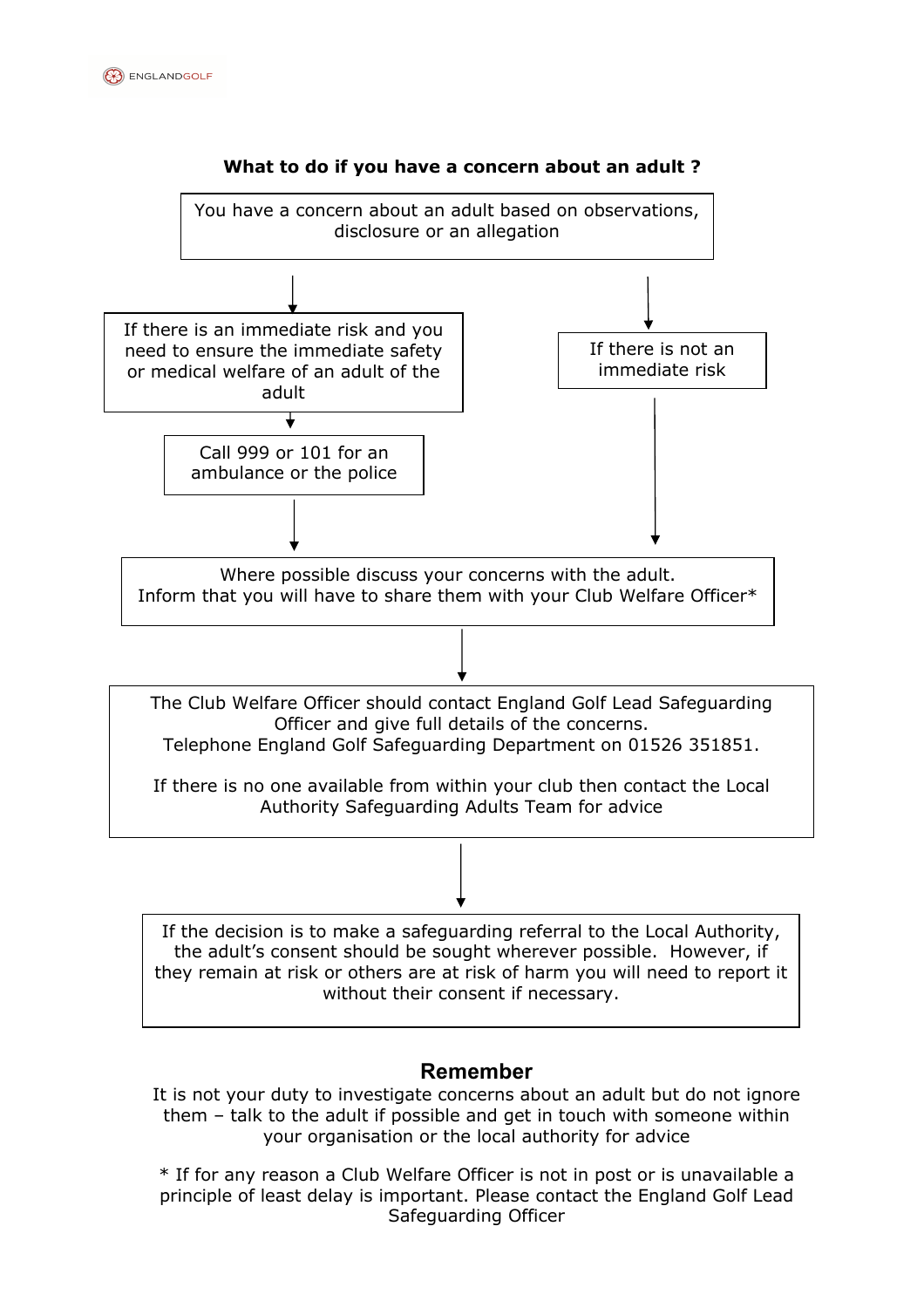## What to do if you have a concern about an adult ?

You have a concern about an adult based on observations, disclosure or an allegation

↓

If there is an immediate risk and you need to ensure the immediate safety or medical welfare of an adult of the adult

↓

Call 999 or 101 for an ambulance or the police

↓

If there is not an immediate risk

↓

Where possible discuss your concerns with the adult.
Inform that you will have to share them with your Club Welfare Officer*

↓

The Club Welfare Officer should contact England Golf Lead Safeguarding Officer and give full details of the concerns.
Telephone England Golf Safeguarding Department on 01526 351851.

If there is no one available from within your club then contact the Local Authority Safeguarding Adults Team for advice

↓

If the decision is to make a safeguarding referral to the Local Authority, the adult's consent should be sought wherever possible. However, if they remain at risk or others are at risk of harm you will need to report it without their consent if necessary.

### Remember

It is not your duty to investigate concerns about an adult but do not ignore them – talk to the adult if possible and get in touch with someone within your organisation or the local authority for advice

* If for any reason a Club Welfare Officer is not in post or is unavailable a principle of least delay is important. Please contact the England Golf Lead Safeguarding Officer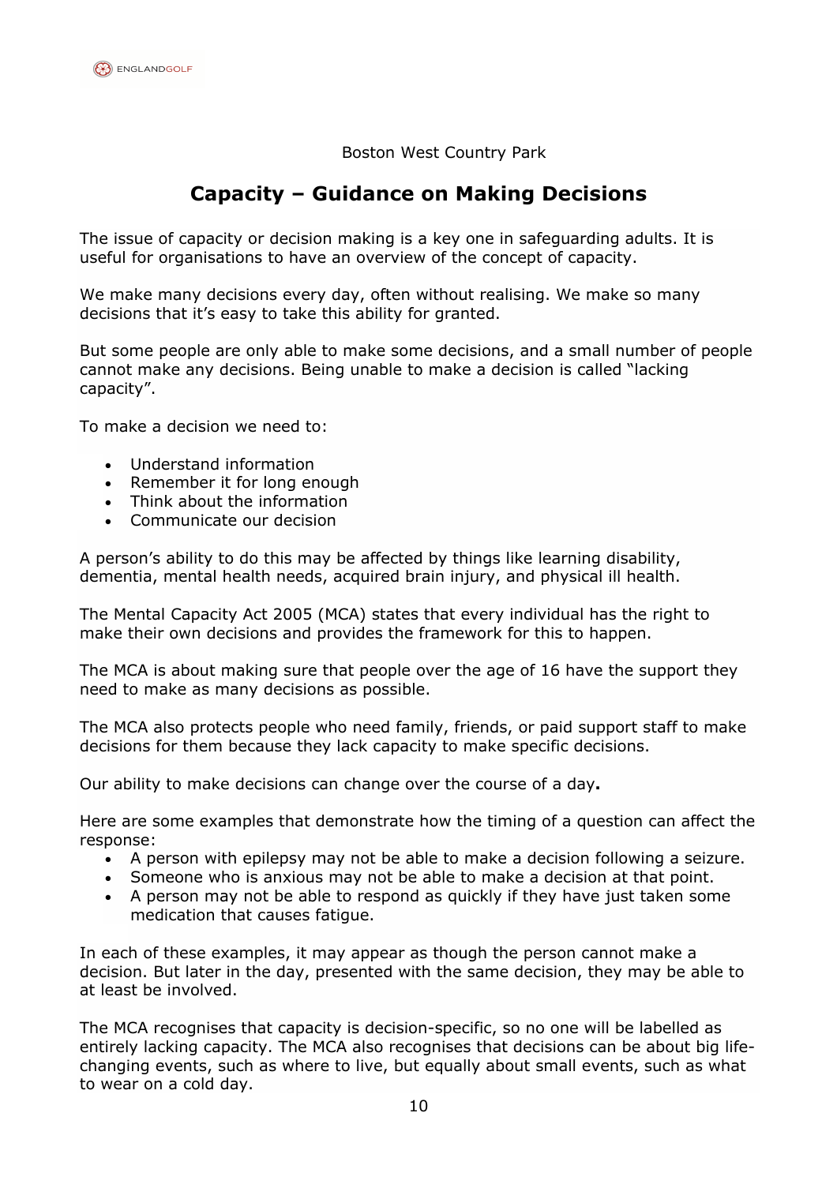Boston West Country Park

## Capacity – Guidance on Making Decisions

The issue of capacity or decision making is a key one in safeguarding adults. It is useful for organisations to have an overview of the concept of capacity.

We make many decisions every day, often without realising. We make so many decisions that it's easy to take this ability for granted.

But some people are only able to make some decisions, and a small number of people cannot make any decisions. Being unable to make a decision is called "lacking capacity".

To make a decision we need to:

- Understand information
- Remember it for long enough
- Think about the information
- Communicate our decision

A person's ability to do this may be affected by things like learning disability, dementia, mental health needs, acquired brain injury, and physical ill health.

The Mental Capacity Act 2005 (MCA) states that every individual has the right to make their own decisions and provides the framework for this to happen.

The MCA is about making sure that people over the age of 16 have the support they need to make as many decisions as possible.

The MCA also protects people who need family, friends, or paid support staff to make decisions for them because they lack capacity to make specific decisions.

Our ability to make decisions can change over the course of a day**.**

Here are some examples that demonstrate how the timing of a question can affect the response:

- A person with epilepsy may not be able to make a decision following a seizure.
- Someone who is anxious may not be able to make a decision at that point.
- A person may not be able to respond as quickly if they have just taken some medication that causes fatigue.

In each of these examples, it may appear as though the person cannot make a decision. But later in the day, presented with the same decision, they may be able to at least be involved.

The MCA recognises that capacity is decision-specific, so no one will be labelled as entirely lacking capacity. The MCA also recognises that decisions can be about big life-changing events, such as where to live, but equally about small events, such as what to wear on a cold day.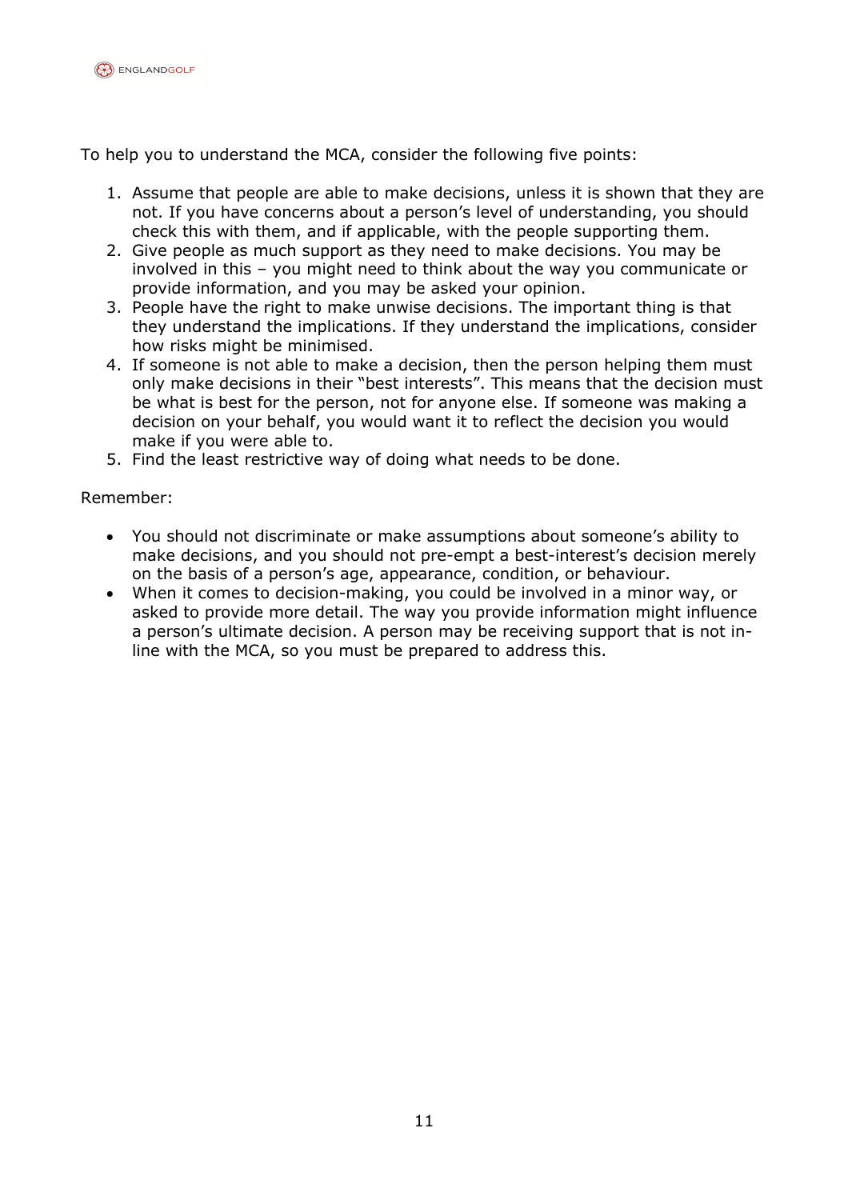To help you to understand the MCA, consider the following five points:

1. Assume that people are able to make decisions, unless it is shown that they are not. If you have concerns about a person's level of understanding, you should check this with them, and if applicable, with the people supporting them.
2. Give people as much support as they need to make decisions. You may be involved in this – you might need to think about the way you communicate or provide information, and you may be asked your opinion.
3. People have the right to make unwise decisions. The important thing is that they understand the implications. If they understand the implications, consider how risks might be minimised.
4. If someone is not able to make a decision, then the person helping them must only make decisions in their "best interests". This means that the decision must be what is best for the person, not for anyone else. If someone was making a decision on your behalf, you would want it to reflect the decision you would make if you were able to.
5. Find the least restrictive way of doing what needs to be done.

Remember:

- You should not discriminate or make assumptions about someone's ability to make decisions, and you should not pre-empt a best-interest's decision merely on the basis of a person's age, appearance, condition, or behaviour.
- When it comes to decision-making, you could be involved in a minor way, or asked to provide more detail. The way you provide information might influence a person's ultimate decision. A person may be receiving support that is not in-line with the MCA, so you must be prepared to address this.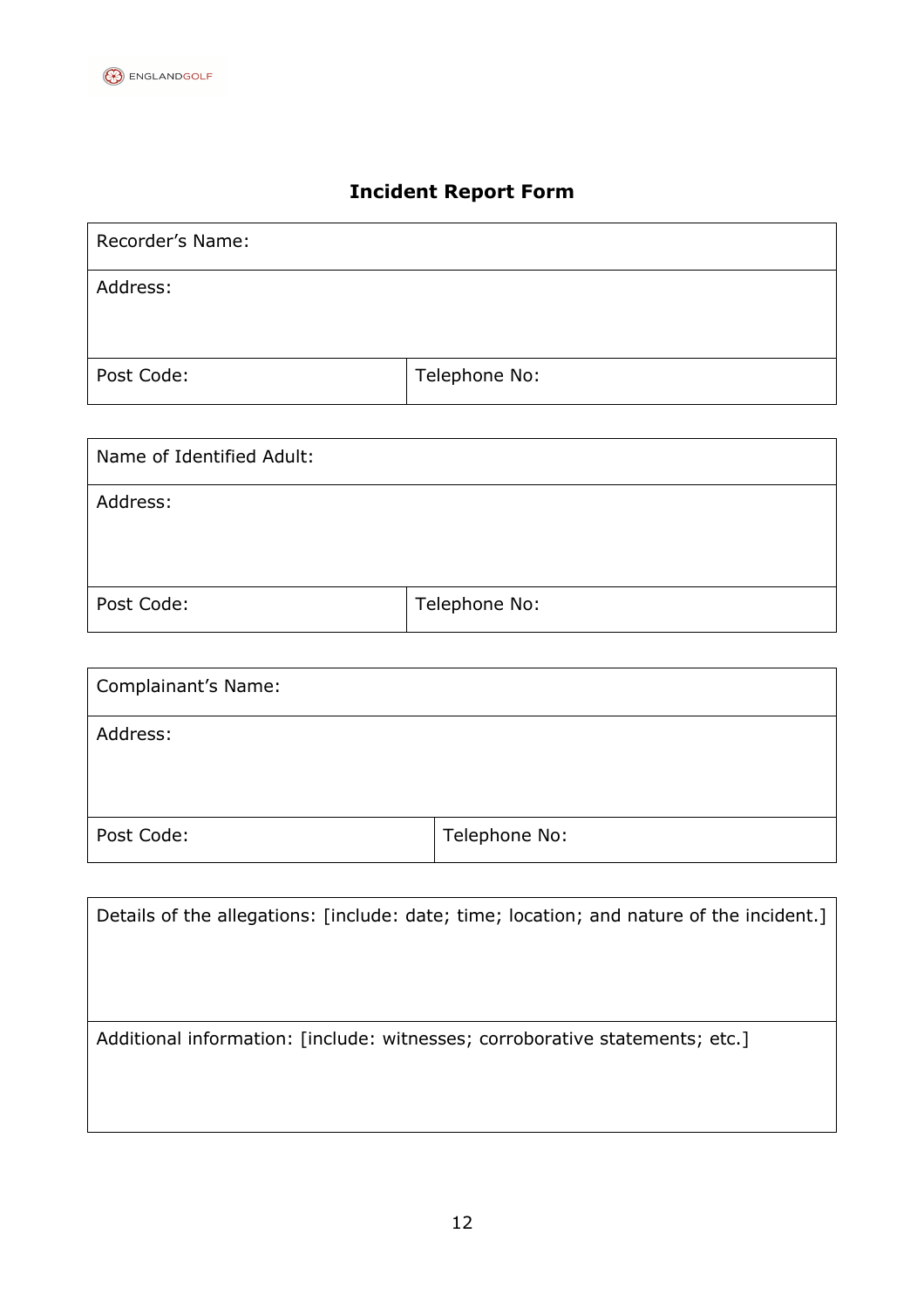# Incident Report Form

| Recorder's Name: | |
|---|---|
| Address: | |
| Post Code: | Telephone No: |

| Name of Identified Adult: | |
|---|---|
| Address: | |
| Post Code: | Telephone No: |

| Complainant's Name: | |
|---|---|
| Address: | |
| Post Code: | Telephone No: |

| Details of the allegations: [include: date; time; location; and nature of the incident.] |
|---|
| Additional information: [include: witnesses; corroborative statements; etc.] |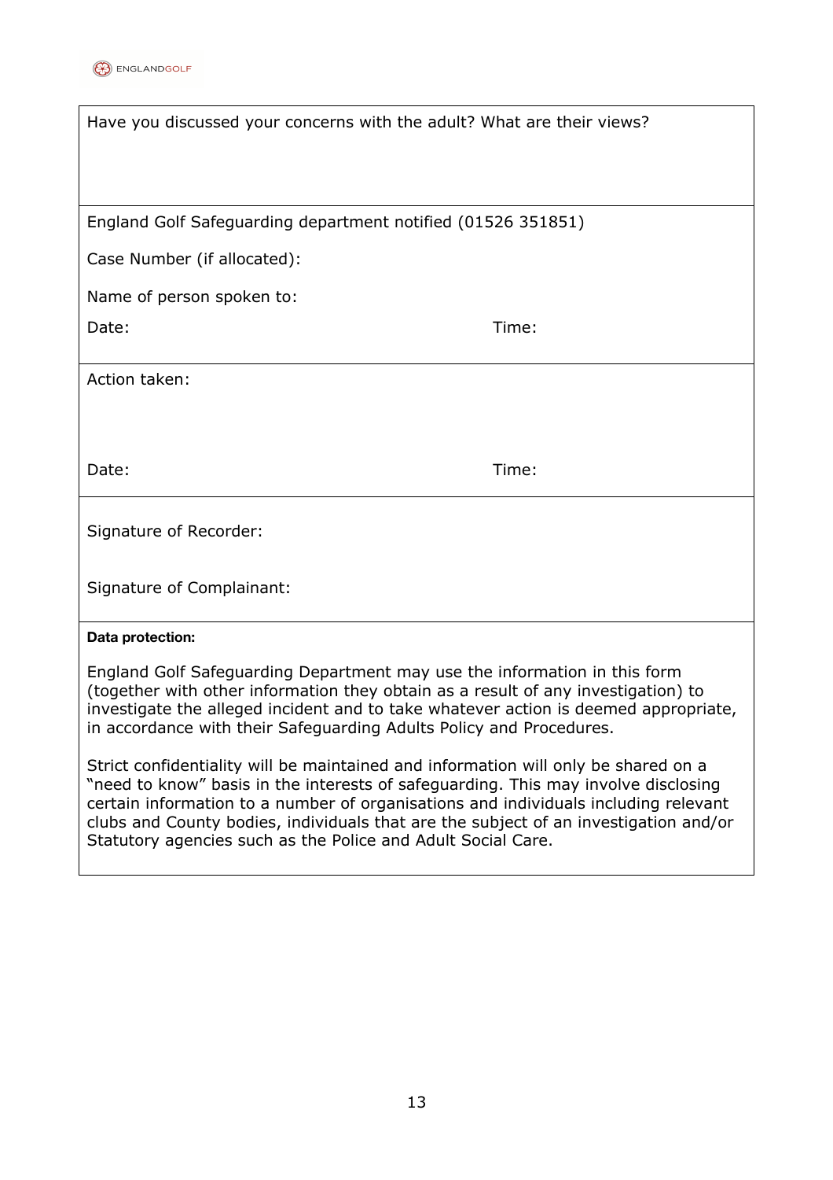Have you discussed your concerns with the adult? What are their views?

England Golf Safeguarding department notified (01526 351851)

Case Number (if allocated):

Name of person spoken to:

Date: Time:

Action taken:

Date: Time:

Signature of Recorder:

Signature of Complainant:

**Data protection:**

England Golf Safeguarding Department may use the information in this form (together with other information they obtain as a result of any investigation) to investigate the alleged incident and to take whatever action is deemed appropriate, in accordance with their Safeguarding Adults Policy and Procedures.

Strict confidentiality will be maintained and information will only be shared on a "need to know" basis in the interests of safeguarding. This may involve disclosing certain information to a number of organisations and individuals including relevant clubs and County bodies, individuals that are the subject of an investigation and/or Statutory agencies such as the Police and Adult Social Care.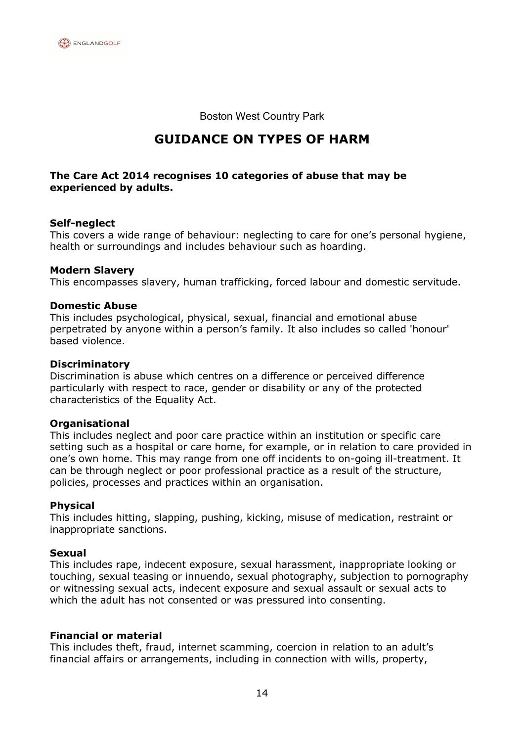Boston West Country Park

# GUIDANCE ON TYPES OF HARM

**The Care Act 2014 recognises 10 categories of abuse that may be experienced by adults.**

**Self-neglect**
This covers a wide range of behaviour: neglecting to care for one's personal hygiene, health or surroundings and includes behaviour such as hoarding.

**Modern Slavery**
This encompasses slavery, human trafficking, forced labour and domestic servitude.

**Domestic Abuse**
This includes psychological, physical, sexual, financial and emotional abuse perpetrated by anyone within a person's family. It also includes so called 'honour' based violence.

**Discriminatory**
Discrimination is abuse which centres on a difference or perceived difference particularly with respect to race, gender or disability or any of the protected characteristics of the Equality Act.

**Organisational**
This includes neglect and poor care practice within an institution or specific care setting such as a hospital or care home, for example, or in relation to care provided in one's own home. This may range from one off incidents to on-going ill-treatment. It can be through neglect or poor professional practice as a result of the structure, policies, processes and practices within an organisation.

**Physical**
This includes hitting, slapping, pushing, kicking, misuse of medication, restraint or inappropriate sanctions.

**Sexual**
This includes rape, indecent exposure, sexual harassment, inappropriate looking or touching, sexual teasing or innuendo, sexual photography, subjection to pornography or witnessing sexual acts, indecent exposure and sexual assault or sexual acts to which the adult has not consented or was pressured into consenting.

**Financial or material**
This includes theft, fraud, internet scamming, coercion in relation to an adult's financial affairs or arrangements, including in connection with wills, property,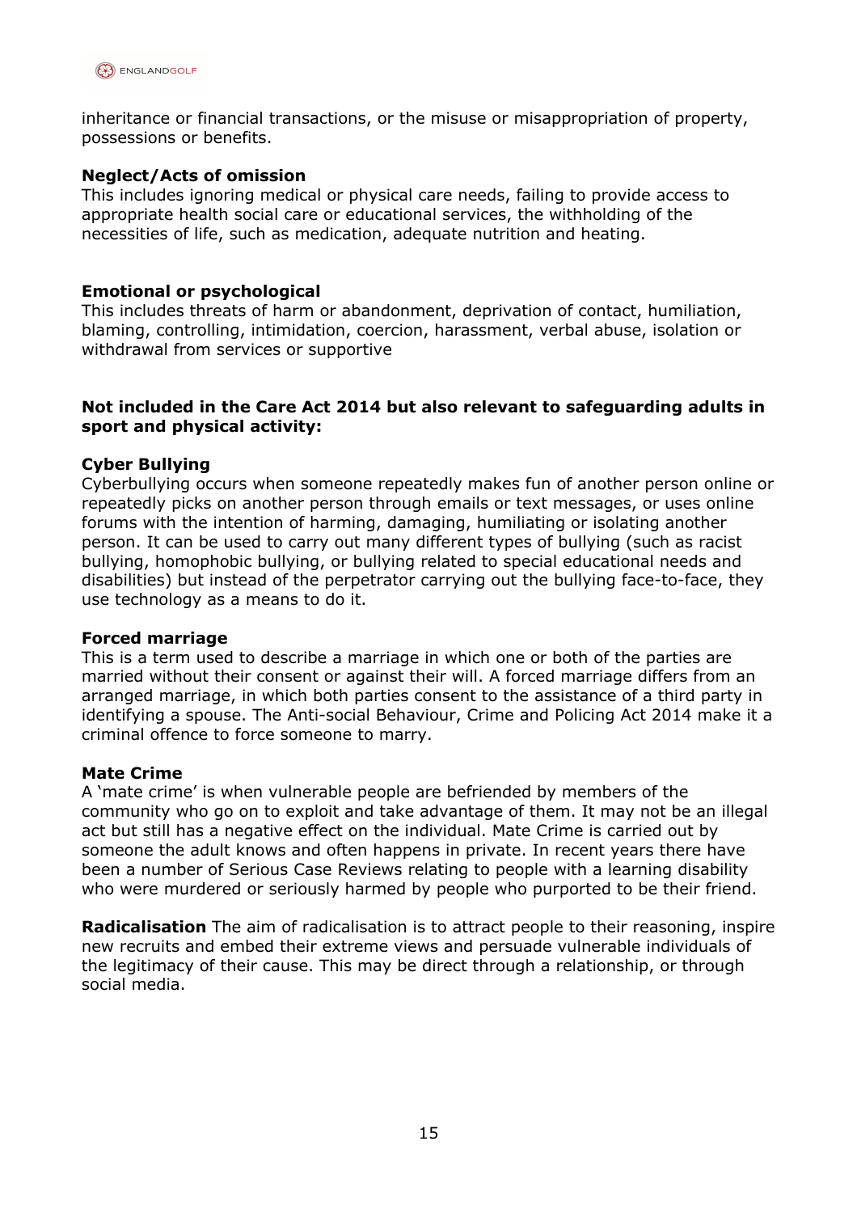inheritance or financial transactions, or the misuse or misappropriation of property, possessions or benefits.

**Neglect/Acts of omission**
This includes ignoring medical or physical care needs, failing to provide access to appropriate health social care or educational services, the withholding of the necessities of life, such as medication, adequate nutrition and heating.

**Emotional or psychological**
This includes threats of harm or abandonment, deprivation of contact, humiliation, blaming, controlling, intimidation, coercion, harassment, verbal abuse, isolation or withdrawal from services or supportive

**Not included in the Care Act 2014 but also relevant to safeguarding adults in sport and physical activity:**

**Cyber Bullying**
Cyberbullying occurs when someone repeatedly makes fun of another person online or repeatedly picks on another person through emails or text messages, or uses online forums with the intention of harming, damaging, humiliating or isolating another person. It can be used to carry out many different types of bullying (such as racist bullying, homophobic bullying, or bullying related to special educational needs and disabilities) but instead of the perpetrator carrying out the bullying face-to-face, they use technology as a means to do it.

**Forced marriage**
This is a term used to describe a marriage in which one or both of the parties are married without their consent or against their will. A forced marriage differs from an arranged marriage, in which both parties consent to the assistance of a third party in identifying a spouse. The Anti-social Behaviour, Crime and Policing Act 2014 make it a criminal offence to force someone to marry.

**Mate Crime**
A 'mate crime' is when vulnerable people are befriended by members of the community who go on to exploit and take advantage of them. It may not be an illegal act but still has a negative effect on the individual. Mate Crime is carried out by someone the adult knows and often happens in private. In recent years there have been a number of Serious Case Reviews relating to people with a learning disability who were murdered or seriously harmed by people who purported to be their friend.

**Radicalisation** The aim of radicalisation is to attract people to their reasoning, inspire new recruits and embed their extreme views and persuade vulnerable individuals of the legitimacy of their cause. This may be direct through a relationship, or through social media.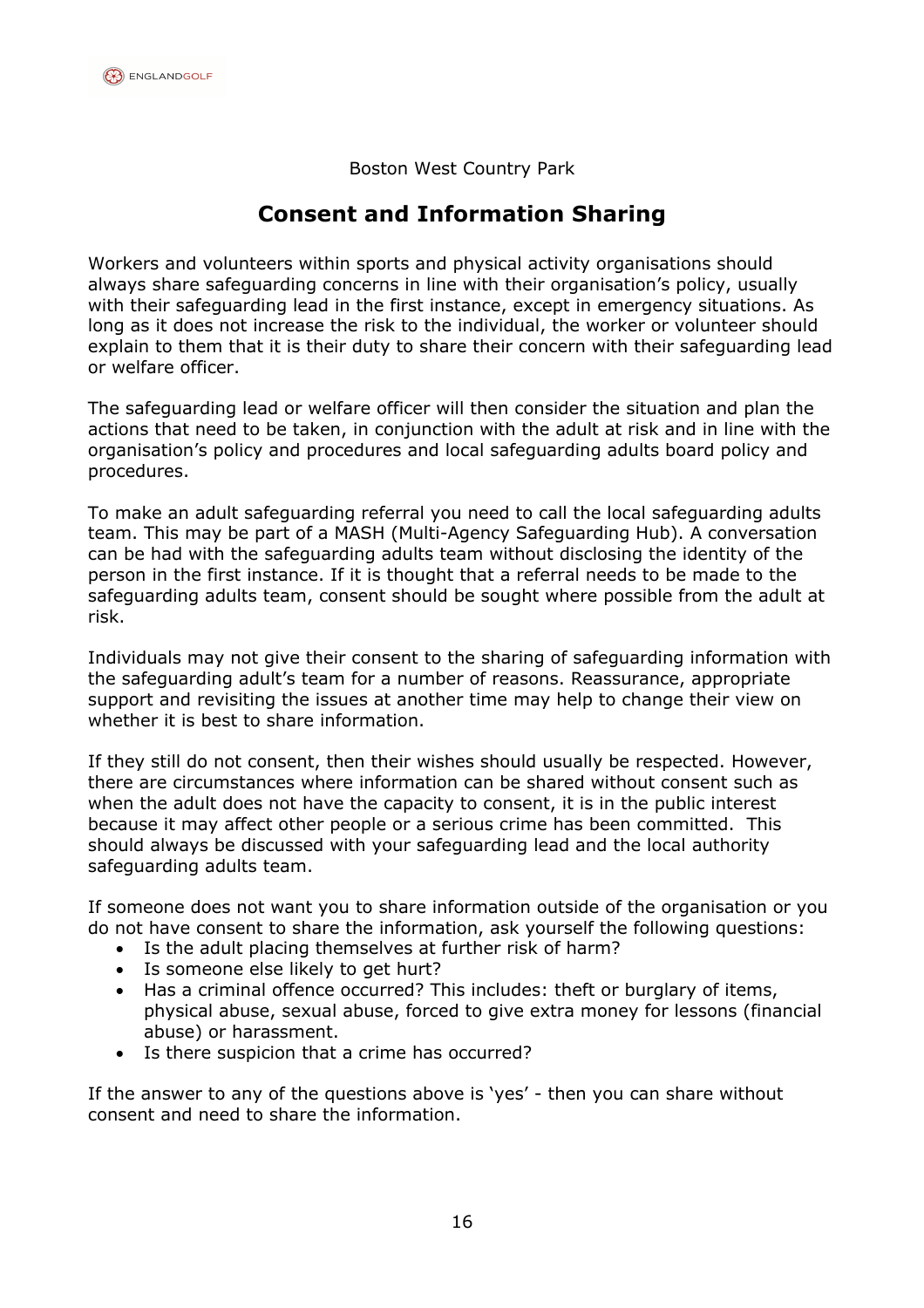Boston West Country Park

## Consent and Information Sharing

Workers and volunteers within sports and physical activity organisations should always share safeguarding concerns in line with their organisation's policy, usually with their safeguarding lead in the first instance, except in emergency situations. As long as it does not increase the risk to the individual, the worker or volunteer should explain to them that it is their duty to share their concern with their safeguarding lead or welfare officer.

The safeguarding lead or welfare officer will then consider the situation and plan the actions that need to be taken, in conjunction with the adult at risk and in line with the organisation's policy and procedures and local safeguarding adults board policy and procedures.

To make an adult safeguarding referral you need to call the local safeguarding adults team. This may be part of a MASH (Multi-Agency Safeguarding Hub). A conversation can be had with the safeguarding adults team without disclosing the identity of the person in the first instance. If it is thought that a referral needs to be made to the safeguarding adults team, consent should be sought where possible from the adult at risk.

Individuals may not give their consent to the sharing of safeguarding information with the safeguarding adult's team for a number of reasons. Reassurance, appropriate support and revisiting the issues at another time may help to change their view on whether it is best to share information.

If they still do not consent, then their wishes should usually be respected. However, there are circumstances where information can be shared without consent such as when the adult does not have the capacity to consent, it is in the public interest because it may affect other people or a serious crime has been committed. This should always be discussed with your safeguarding lead and the local authority safeguarding adults team.

If someone does not want you to share information outside of the organisation or you do not have consent to share the information, ask yourself the following questions:

- Is the adult placing themselves at further risk of harm?
- Is someone else likely to get hurt?
- Has a criminal offence occurred? This includes: theft or burglary of items, physical abuse, sexual abuse, forced to give extra money for lessons (financial abuse) or harassment.
- Is there suspicion that a crime has occurred?

If the answer to any of the questions above is 'yes' - then you can share without consent and need to share the information.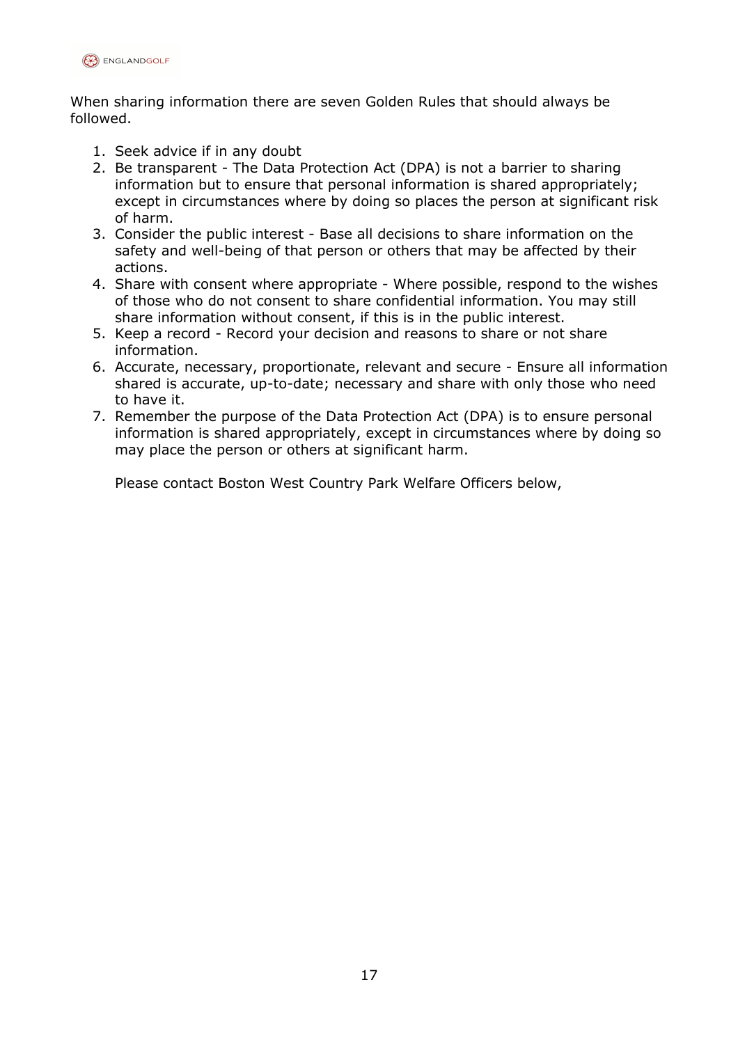When sharing information there are seven Golden Rules that should always be followed.

1. Seek advice if in any doubt
2. Be transparent - The Data Protection Act (DPA) is not a barrier to sharing information but to ensure that personal information is shared appropriately; except in circumstances where by doing so places the person at significant risk of harm.
3. Consider the public interest - Base all decisions to share information on the safety and well-being of that person or others that may be affected by their actions.
4. Share with consent where appropriate - Where possible, respond to the wishes of those who do not consent to share confidential information. You may still share information without consent, if this is in the public interest.
5. Keep a record - Record your decision and reasons to share or not share information.
6. Accurate, necessary, proportionate, relevant and secure - Ensure all information shared is accurate, up-to-date; necessary and share with only those who need to have it.
7. Remember the purpose of the Data Protection Act (DPA) is to ensure personal information is shared appropriately, except in circumstances where by doing so may place the person or others at significant harm.

   Please contact Boston West Country Park Welfare Officers below,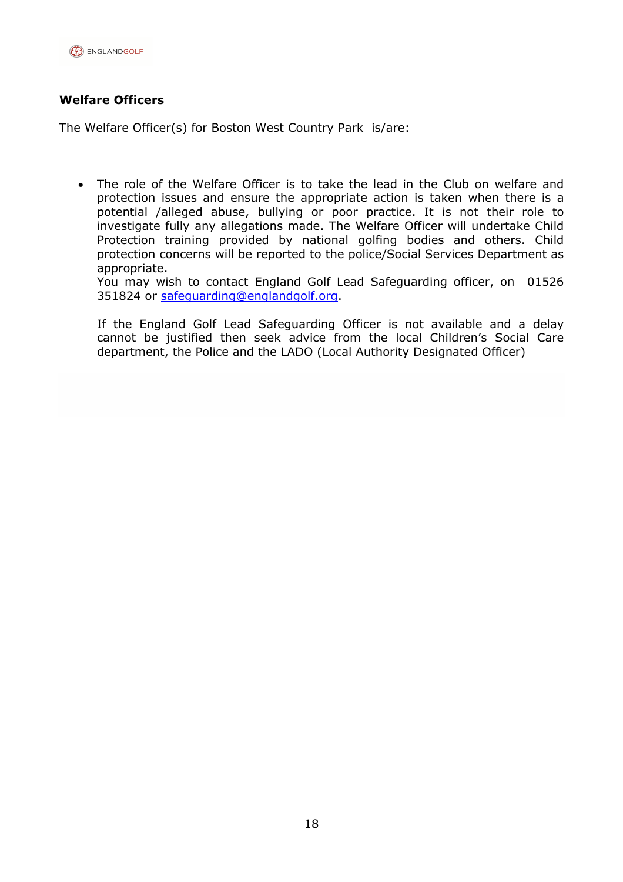## Welfare Officers

The Welfare Officer(s) for Boston West Country Park is/are:

- The role of the Welfare Officer is to take the lead in the Club on welfare and protection issues and ensure the appropriate action is taken when there is a potential /alleged abuse, bullying or poor practice. It is not their role to investigate fully any allegations made. The Welfare Officer will undertake Child Protection training provided by national golfing bodies and others. Child protection concerns will be reported to the police/Social Services Department as appropriate.
  You may wish to contact England Golf Lead Safeguarding officer, on 01526 351824 or safeguarding@englandgolf.org.

  If the England Golf Lead Safeguarding Officer is not available and a delay cannot be justified then seek advice from the local Children's Social Care department, the Police and the LADO (Local Authority Designated Officer)